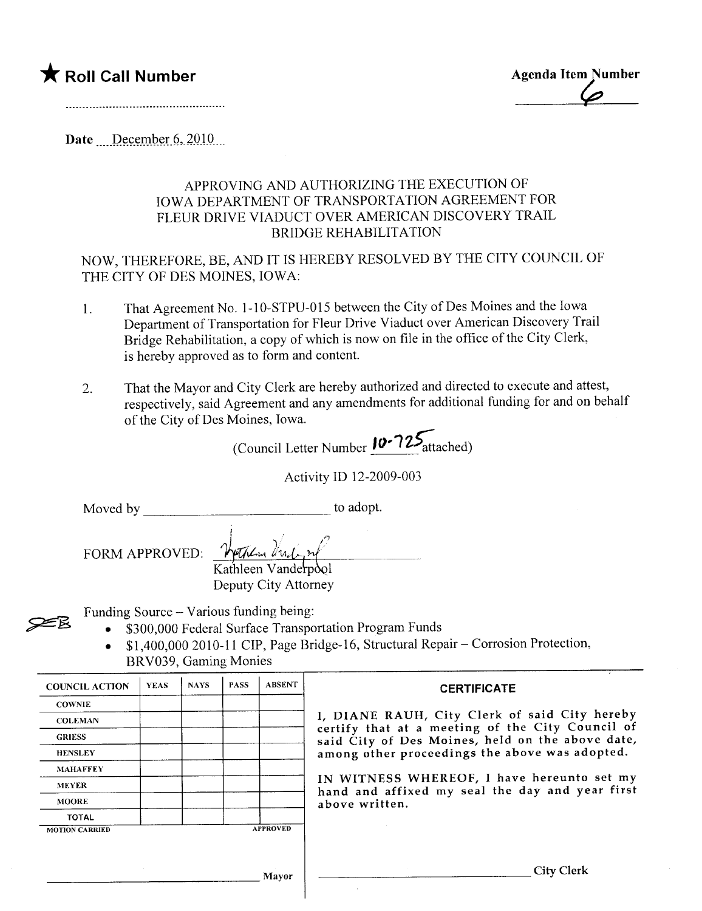★ **Roll Call Number**

..................................................

**Agenda Item Number**

6

Date December 6, 2010

APPROVING AND AUTHORIZING THE EXECUTION OF IOWA DEPARTMENT OF TRANSPORTATION AGREEMENT FOR FLEUR DRIVE VIADUCT OVER AMERICAN DISCOVERY TRAIL BRIDGE REHABILITATION

NOW, THEREFORE, BE, AND IT IS HEREBY RESOLVED BY THE CITY COUNCIL OF THE CITY OF DES MOINES, IOWA:

1. That Agreement No. 1-10-STPU-015 between the City of Des Moines and the Iowa Department of Transportation for Fleur Drive Viaduct over American Discovery Trail Bridge Rehabilitation, a copy of which is now on file in the office of the City Clerk, is hereby approved as to form and content.

2. That the Mayor and City Clerk are hereby authorized and directed to execute and attest, respectively, said Agreement and any amendments for additional funding for and on behalf of the City of Des Moines, Iowa.

(Council Letter Number 10-725 attached)

Activity ID 12-2009-003

Moved by ______________________ to adopt.

FORM APPROVED: Kathleen Vanderpool
Kathleen Vanderpool
Deputy City Attorney

Funding Source – Various funding being:

- $300,000 Federal Surface Transportation Program Funds
- $1,400,000 2010-11 CIP, Page Bridge-16, Structural Repair – Corrosion Protection, BRV039, Gaming Monies

| COUNCIL ACTION | YEAS | NAYS | PASS | ABSENT |
|---|---|---|---|---|
| COWNIE | | | | |
| COLEMAN | | | | |
| GRIESS | | | | |
| HENSLEY | | | | |
| MAHAFFEY | | | | |
| MEYER | | | | |
| MOORE | | | | |
| TOTAL | | | | |
| MOTION CARRIED | | | | APPROVED |

______________________ Mayor

**CERTIFICATE**

I, DIANE RAUH, City Clerk of said City hereby certify that at a meeting of the City Council of said City of Des Moines, held on the above date, among other proceedings the above was adopted.

IN WITNESS WHEREOF, I have hereunto set my hand and affixed my seal the day and year first above written.

______________________ City Clerk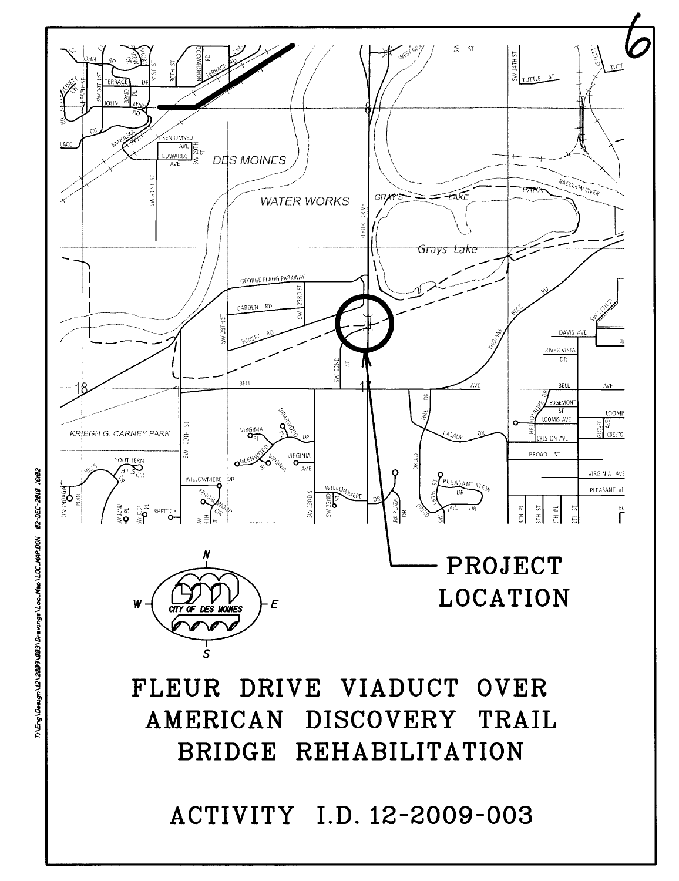6

PROJECT LOCATION

# FLEUR DRIVE VIADUCT OVER AMERICAN DISCOVERY TRAIL BRIDGE REHABILITATION

# ACTIVITY I.D. 12-2009-003